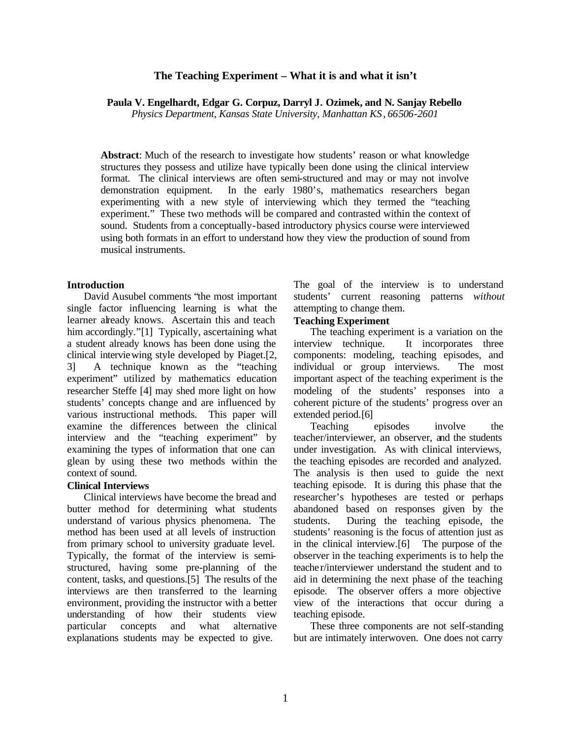# The Teaching Experiment – What it is and what it isn't

**Paula V. Engelhardt, Edgar G. Corpuz, Darryl J. Ozimek, and N. Sanjay Rebello**
*Physics Department, Kansas State University, Manhattan KS, 66506-2601*

**Abstract**: Much of the research to investigate how students' reason or what knowledge structures they possess and utilize have typically been done using the clinical interview format. The clinical interviews are often semi-structured and may or may not involve demonstration equipment. In the early 1980's, mathematics researchers began experimenting with a new style of interviewing which they termed the "teaching experiment." These two methods will be compared and contrasted within the context of sound. Students from a conceptually-based introductory physics course were interviewed using both formats in an effort to understand how they view the production of sound from musical instruments.

## Introduction

David Ausubel comments "the most important single factor influencing learning is what the learner already knows. Ascertain this and teach him accordingly."[1] Typically, ascertaining what a student already knows has been done using the clinical interviewing style developed by Piaget.[2, 3] A technique known as the "teaching experiment" utilized by mathematics education researcher Steffe [4] may shed more light on how students' concepts change and are influenced by various instructional methods. This paper will examine the differences between the clinical interview and the "teaching experiment" by examining the types of information that one can glean by using these two methods within the context of sound.

## Clinical Interviews

Clinical interviews have become the bread and butter method for determining what students understand of various physics phenomena. The method has been used at all levels of instruction from primary school to university graduate level. Typically, the format of the interview is semi-structured, having some pre-planning of the content, tasks, and questions.[5] The results of the interviews are then transferred to the learning environment, providing the instructor with a better understanding of how their students view particular concepts and what alternative explanations students may be expected to give. The goal of the interview is to understand students' current reasoning patterns *without* attempting to change them.

## Teaching Experiment

The teaching experiment is a variation on the interview technique. It incorporates three components: modeling, teaching episodes, and individual or group interviews. The most important aspect of the teaching experiment is the modeling of the students' responses into a coherent picture of the students' progress over an extended period.[6]

Teaching episodes involve the teacher/interviewer, an observer, and the students under investigation. As with clinical interviews, the teaching episodes are recorded and analyzed. The analysis is then used to guide the next teaching episode. It is during this phase that the researcher's hypotheses are tested or perhaps abandoned based on responses given by the students. During the teaching episode, the students' reasoning is the focus of attention just as in the clinical interview.[6] The purpose of the observer in the teaching experiments is to help the teacher/interviewer understand the student and to aid in determining the next phase of the teaching episode. The observer offers a more objective view of the interactions that occur during a teaching episode.

These three components are not self-standing but are intimately interwoven. One does not carry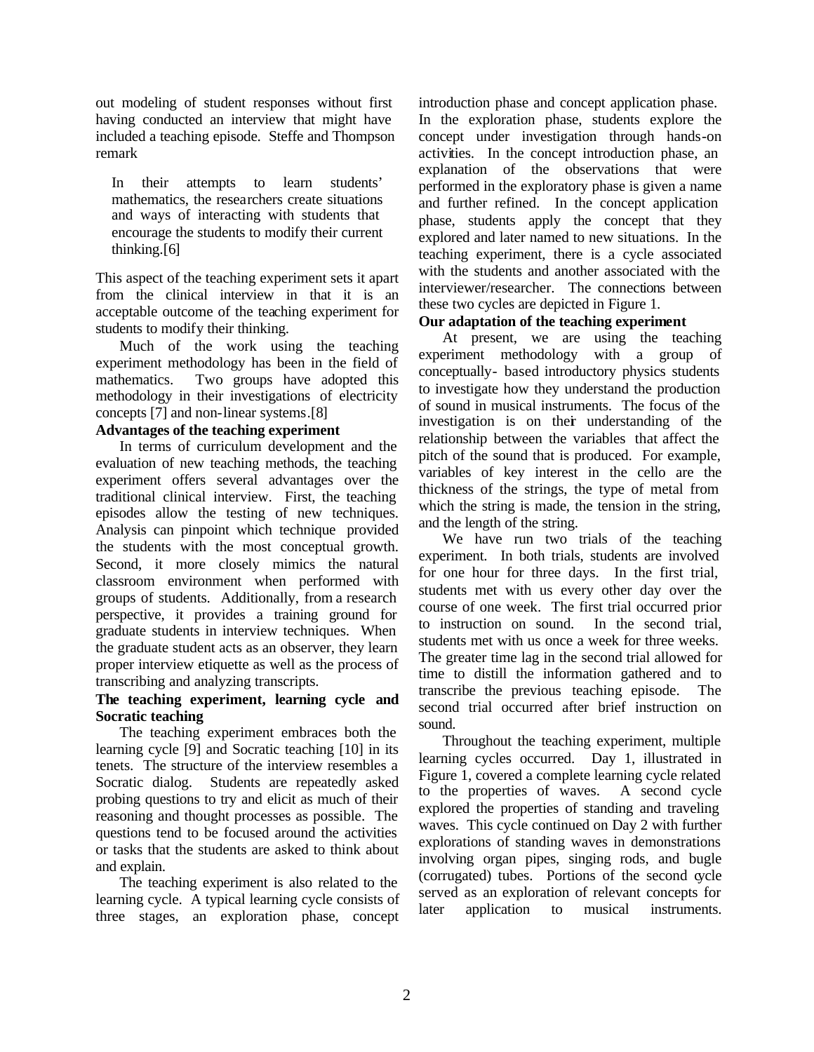out modeling of student responses without first having conducted an interview that might have included a teaching episode. Steffe and Thompson remark

> In their attempts to learn students' mathematics, the researchers create situations and ways of interacting with students that encourage the students to modify their current thinking.[6]

This aspect of the teaching experiment sets it apart from the clinical interview in that it is an acceptable outcome of the teaching experiment for students to modify their thinking.

Much of the work using the teaching experiment methodology has been in the field of mathematics. Two groups have adopted this methodology in their investigations of electricity concepts [7] and non-linear systems.[8]

**Advantages of the teaching experiment**

In terms of curriculum development and the evaluation of new teaching methods, the teaching experiment offers several advantages over the traditional clinical interview. First, the teaching episodes allow the testing of new techniques. Analysis can pinpoint which technique provided the students with the most conceptual growth. Second, it more closely mimics the natural classroom environment when performed with groups of students. Additionally, from a research perspective, it provides a training ground for graduate students in interview techniques. When the graduate student acts as an observer, they learn proper interview etiquette as well as the process of transcribing and analyzing transcripts.

**The teaching experiment, learning cycle and Socratic teaching**

The teaching experiment embraces both the learning cycle [9] and Socratic teaching [10] in its tenets. The structure of the interview resembles a Socratic dialog. Students are repeatedly asked probing questions to try and elicit as much of their reasoning and thought processes as possible. The questions tend to be focused around the activities or tasks that the students are asked to think about and explain.

The teaching experiment is also related to the learning cycle. A typical learning cycle consists of three stages, an exploration phase, concept introduction phase and concept application phase. In the exploration phase, students explore the concept under investigation through hands-on activities. In the concept introduction phase, an explanation of the observations that were performed in the exploratory phase is given a name and further refined. In the concept application phase, students apply the concept that they explored and later named to new situations. In the teaching experiment, there is a cycle associated with the students and another associated with the interviewer/researcher. The connections between these two cycles are depicted in Figure 1.

**Our adaptation of the teaching experiment**

At present, we are using the teaching experiment methodology with a group of conceptually- based introductory physics students to investigate how they understand the production of sound in musical instruments. The focus of the investigation is on their understanding of the relationship between the variables that affect the pitch of the sound that is produced. For example, variables of key interest in the cello are the thickness of the strings, the type of metal from which the string is made, the tension in the string, and the length of the string.

We have run two trials of the teaching experiment. In both trials, students are involved for one hour for three days. In the first trial, students met with us every other day over the course of one week. The first trial occurred prior to instruction on sound. In the second trial, students met with us once a week for three weeks. The greater time lag in the second trial allowed for time to distill the information gathered and to transcribe the previous teaching episode. The second trial occurred after brief instruction on sound.

Throughout the teaching experiment, multiple learning cycles occurred. Day 1, illustrated in Figure 1, covered a complete learning cycle related to the properties of waves. A second cycle explored the properties of standing and traveling waves. This cycle continued on Day 2 with further explorations of standing waves in demonstrations involving organ pipes, singing rods, and bugle (corrugated) tubes. Portions of the second cycle served as an exploration of relevant concepts for later application to musical instruments.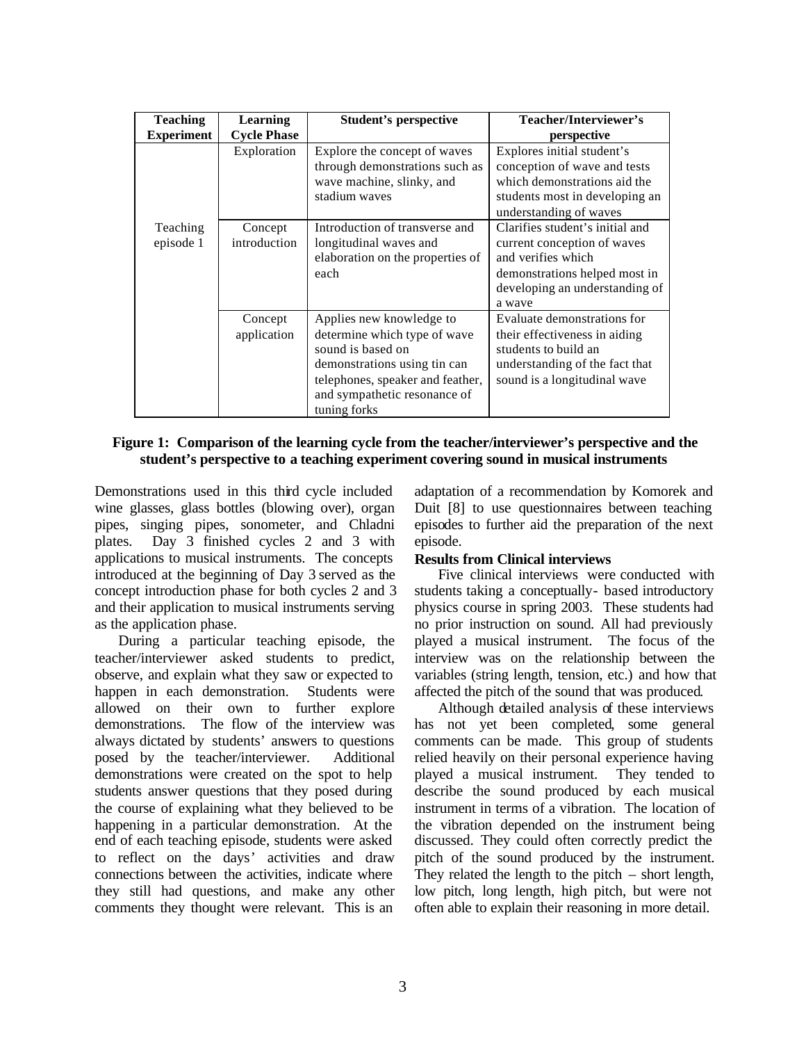| Teaching Experiment | Learning Cycle Phase | Student's perspective | Teacher/Interviewer's perspective |
|---|---|---|---|
| Teaching episode 1 | Exploration | Explore the concept of waves through demonstrations such as wave machine, slinky, and stadium waves | Explores initial student's conception of wave and tests which demonstrations aid the students most in developing an understanding of waves |
| | Concept introduction | Introduction of transverse and longitudinal waves and elaboration on the properties of each | Clarifies student's initial and current conception of waves and verifies which demonstrations helped most in developing an understanding of a wave |
| | Concept application | Applies new knowledge to determine which type of wave sound is based on demonstrations using tin can telephones, speaker and feather, and sympathetic resonance of tuning forks | Evaluate demonstrations for their effectiveness in aiding students to build an understanding of the fact that sound is a longitudinal wave |

**Figure 1: Comparison of the learning cycle from the teacher/interviewer's perspective and the student's perspective to a teaching experiment covering sound in musical instruments**

Demonstrations used in this third cycle included wine glasses, glass bottles (blowing over), organ pipes, singing pipes, sonometer, and Chladni plates. Day 3 finished cycles 2 and 3 with applications to musical instruments. The concepts introduced at the beginning of Day 3 served as the concept introduction phase for both cycles 2 and 3 and their application to musical instruments serving as the application phase.

During a particular teaching episode, the teacher/interviewer asked students to predict, observe, and explain what they saw or expected to happen in each demonstration. Students were allowed on their own to further explore demonstrations. The flow of the interview was always dictated by students' answers to questions posed by the teacher/interviewer. Additional demonstrations were created on the spot to help students answer questions that they posed during the course of explaining what they believed to be happening in a particular demonstration. At the end of each teaching episode, students were asked to reflect on the days' activities and draw connections between the activities, indicate where they still had questions, and make any other comments they thought were relevant. This is an adaptation of a recommendation by Komorek and Duit [8] to use questionnaires between teaching episodes to further aid the preparation of the next episode.

**Results from Clinical interviews**

Five clinical interviews were conducted with students taking a conceptually- based introductory physics course in spring 2003. These students had no prior instruction on sound. All had previously played a musical instrument. The focus of the interview was on the relationship between the variables (string length, tension, etc.) and how that affected the pitch of the sound that was produced.

Although detailed analysis of these interviews has not yet been completed, some general comments can be made. This group of students relied heavily on their personal experience having played a musical instrument. They tended to describe the sound produced by each musical instrument in terms of a vibration. The location of the vibration depended on the instrument being discussed. They could often correctly predict the pitch of the sound produced by the instrument. They related the length to the pitch – short length, low pitch, long length, high pitch, but were not often able to explain their reasoning in more detail.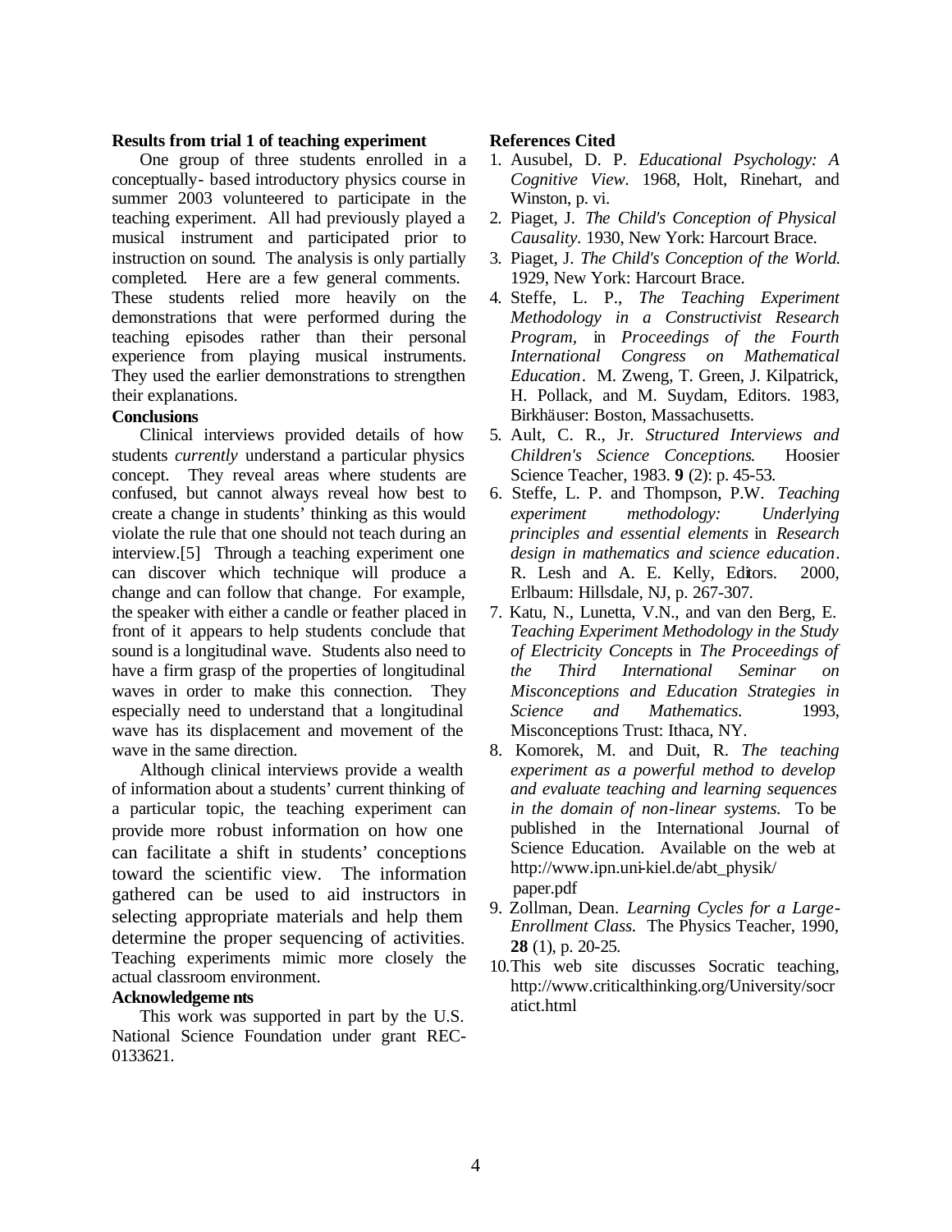**Results from trial 1 of teaching experiment**

One group of three students enrolled in a conceptually- based introductory physics course in summer 2003 volunteered to participate in the teaching experiment. All had previously played a musical instrument and participated prior to instruction on sound. The analysis is only partially completed. Here are a few general comments. These students relied more heavily on the demonstrations that were performed during the teaching episodes rather than their personal experience from playing musical instruments. They used the earlier demonstrations to strengthen their explanations.

**Conclusions**

Clinical interviews provided details of how students *currently* understand a particular physics concept. They reveal areas where students are confused, but cannot always reveal how best to create a change in students' thinking as this would violate the rule that one should not teach during an interview.[5] Through a teaching experiment one can discover which technique will produce a change and can follow that change. For example, the speaker with either a candle or feather placed in front of it appears to help students conclude that sound is a longitudinal wave. Students also need to have a firm grasp of the properties of longitudinal waves in order to make this connection. They especially need to understand that a longitudinal wave has its displacement and movement of the wave in the same direction.

Although clinical interviews provide a wealth of information about a students' current thinking of a particular topic, the teaching experiment can provide more robust information on how one can facilitate a shift in students' conceptions toward the scientific view. The information gathered can be used to aid instructors in selecting appropriate materials and help them determine the proper sequencing of activities. Teaching experiments mimic more closely the actual classroom environment.

**Acknowledgements**

This work was supported in part by the U.S. National Science Foundation under grant REC-0133621.

**References Cited**

1. Ausubel, D. P. *Educational Psychology: A Cognitive View*. 1968, Holt, Rinehart, and Winston, p. vi.
2. Piaget, J. *The Child's Conception of Physical Causality*. 1930, New York: Harcourt Brace.
3. Piaget, J. *The Child's Conception of the World*. 1929, New York: Harcourt Brace.
4. Steffe, L. P., *The Teaching Experiment Methodology in a Constructivist Research Program*, in *Proceedings of the Fourth International Congress on Mathematical Education*. M. Zweng, T. Green, J. Kilpatrick, H. Pollack, and M. Suydam, Editors. 1983, Birkhäuser: Boston, Massachusetts.
5. Ault, C. R., Jr. *Structured Interviews and Children's Science Conceptions*. Hoosier Science Teacher, 1983. **9** (2): p. 45-53.
6. Steffe, L. P. and Thompson, P.W. *Teaching experiment methodology: Underlying principles and essential elements* in *Research design in mathematics and science education*. R. Lesh and A. E. Kelly, Editors. 2000, Erlbaum: Hillsdale, NJ, p. 267-307.
7. Katu, N., Lunetta, V.N., and van den Berg, E. *Teaching Experiment Methodology in the Study of Electricity Concepts* in *The Proceedings of the Third International Seminar on Misconceptions and Education Strategies in Science and Mathematics.* 1993, Misconceptions Trust: Ithaca, NY.
8. Komorek, M. and Duit, R. *The teaching experiment as a powerful method to develop and evaluate teaching and learning sequences in the domain of non-linear systems.* To be published in the International Journal of Science Education. Available on the web at http://www.ipn.uni-kiel.de/abt_physik/paper.pdf
9. Zollman, Dean. *Learning Cycles for a Large-Enrollment Class.* The Physics Teacher, 1990, **28** (1), p. 20-25.
10. This web site discusses Socratic teaching, http://www.criticalthinking.org/University/socratict.html